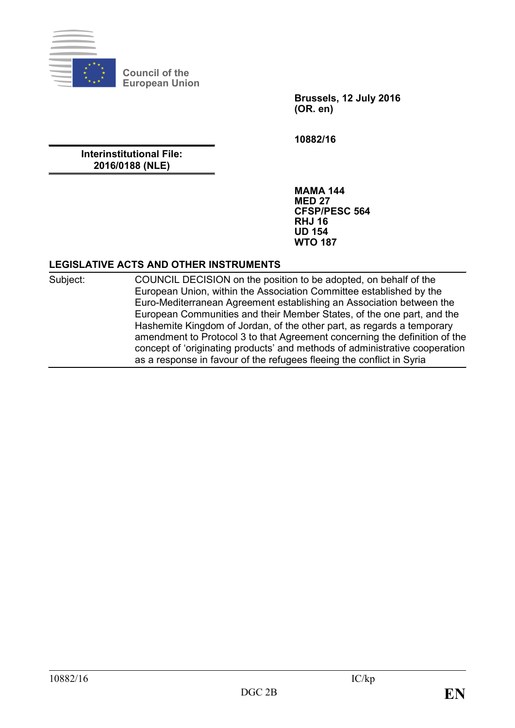Council of the European Union

**Brussels, 12 July 2016**
**(OR. en)**

**10882/16**

**Interinstitutional File:**
**2016/0188 (NLE)**

**MAMA 144**
**MED 27**
**CFSP/PESC 564**
**RHJ 16**
**UD 154**
**WTO 187**

**LEGISLATIVE ACTS AND OTHER INSTRUMENTS**

| Subject: | COUNCIL DECISION on the position to be adopted, on behalf of the European Union, within the Association Committee established by the Euro-Mediterranean Agreement establishing an Association between the European Communities and their Member States, of the one part, and the Hashemite Kingdom of Jordan, of the other part, as regards a temporary amendment to Protocol 3 to that Agreement concerning the definition of the concept of 'originating products' and methods of administrative cooperation as a response in favour of the refugees fleeing the conflict in Syria |
|---|---|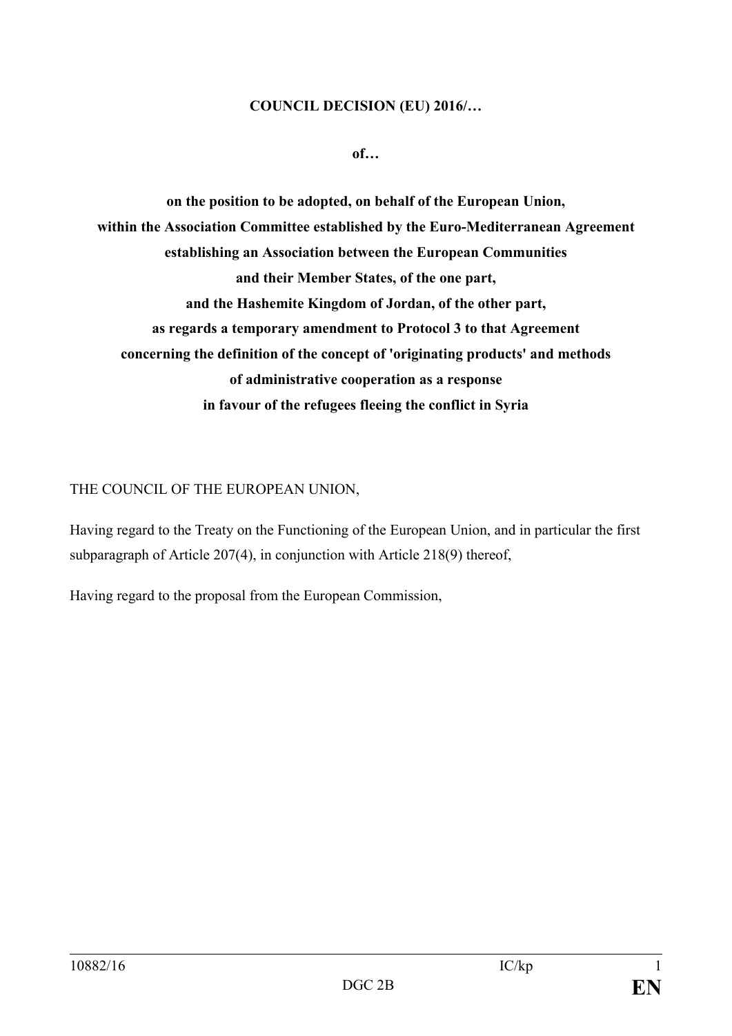**COUNCIL DECISION (EU) 2016/…**

**of…**

**on the position to be adopted, on behalf of the European Union, within the Association Committee established by the Euro-Mediterranean Agreement establishing an Association between the European Communities and their Member States, of the one part, and the Hashemite Kingdom of Jordan, of the other part, as regards a temporary amendment to Protocol 3 to that Agreement concerning the definition of the concept of 'originating products' and methods of administrative cooperation as a response in favour of the refugees fleeing the conflict in Syria**

THE COUNCIL OF THE EUROPEAN UNION,

Having regard to the Treaty on the Functioning of the European Union, and in particular the first subparagraph of Article 207(4), in conjunction with Article 218(9) thereof,

Having regard to the proposal from the European Commission,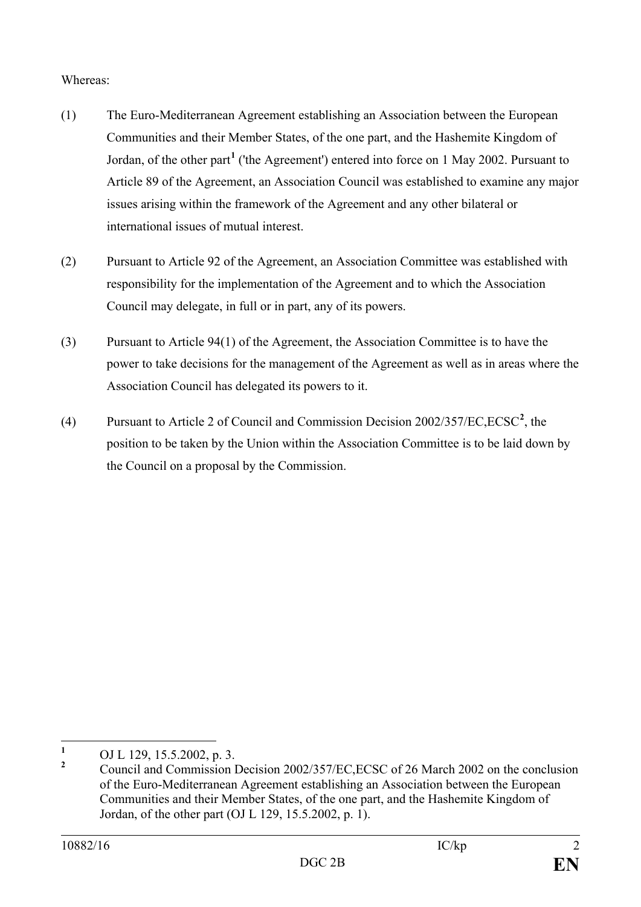Whereas:

(1) The Euro-Mediterranean Agreement establishing an Association between the European Communities and their Member States, of the one part, and the Hashemite Kingdom of Jordan, of the other part[1] ('the Agreement') entered into force on 1 May 2002. Pursuant to Article 89 of the Agreement, an Association Council was established to examine any major issues arising within the framework of the Agreement and any other bilateral or international issues of mutual interest.

(2) Pursuant to Article 92 of the Agreement, an Association Committee was established with responsibility for the implementation of the Agreement and to which the Association Council may delegate, in full or in part, any of its powers.

(3) Pursuant to Article 94(1) of the Agreement, the Association Committee is to have the power to take decisions for the management of the Agreement as well as in areas where the Association Council has delegated its powers to it.

(4) Pursuant to Article 2 of Council and Commission Decision 2002/357/EC,ECSC[2], the position to be taken by the Union within the Association Committee is to be laid down by the Council on a proposal by the Commission.

---

[1] OJ L 129, 15.5.2002, p. 3.

[2] Council and Commission Decision 2002/357/EC,ECSC of 26 March 2002 on the conclusion of the Euro-Mediterranean Agreement establishing an Association between the European Communities and their Member States, of the one part, and the Hashemite Kingdom of Jordan, of the other part (OJ L 129, 15.5.2002, p. 1).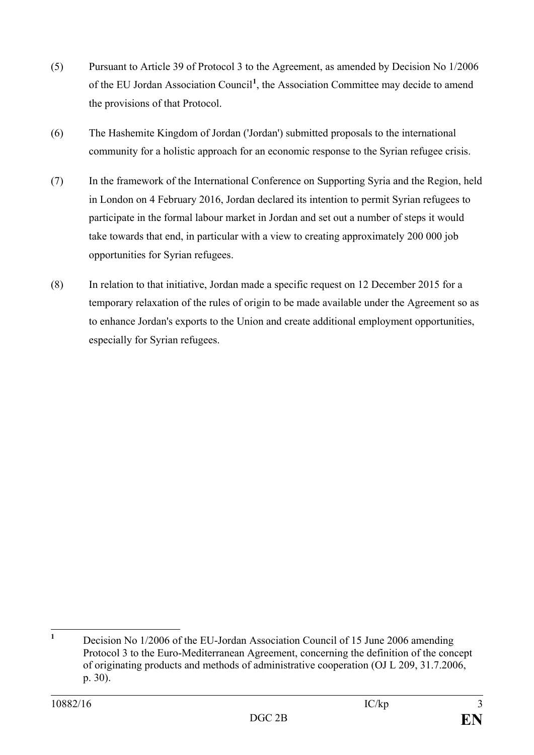(5) Pursuant to Article 39 of Protocol 3 to the Agreement, as amended by Decision No 1/2006 of the EU Jordan Association Council[1], the Association Committee may decide to amend the provisions of that Protocol.

(6) The Hashemite Kingdom of Jordan ('Jordan') submitted proposals to the international community for a holistic approach for an economic response to the Syrian refugee crisis.

(7) In the framework of the International Conference on Supporting Syria and the Region, held in London on 4 February 2016, Jordan declared its intention to permit Syrian refugees to participate in the formal labour market in Jordan and set out a number of steps it would take towards that end, in particular with a view to creating approximately 200 000 job opportunities for Syrian refugees.

(8) In relation to that initiative, Jordan made a specific request on 12 December 2015 for a temporary relaxation of the rules of origin to be made available under the Agreement so as to enhance Jordan's exports to the Union and create additional employment opportunities, especially for Syrian refugees.

---

[1] Decision No 1/2006 of the EU-Jordan Association Council of 15 June 2006 amending Protocol 3 to the Euro-Mediterranean Agreement, concerning the definition of the concept of originating products and methods of administrative cooperation (OJ L 209, 31.7.2006, p. 30).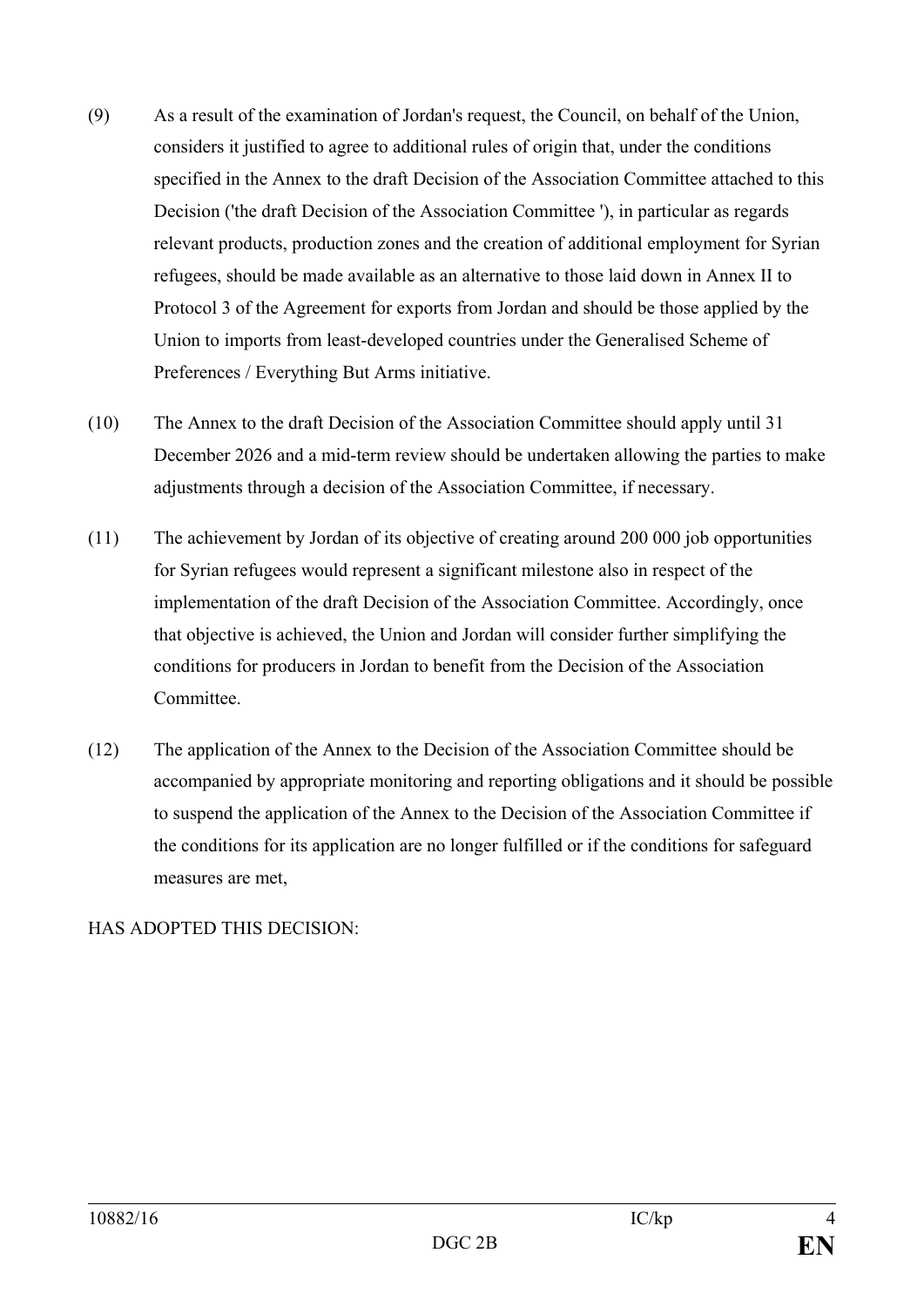(9) As a result of the examination of Jordan's request, the Council, on behalf of the Union, considers it justified to agree to additional rules of origin that, under the conditions specified in the Annex to the draft Decision of the Association Committee attached to this Decision ('the draft Decision of the Association Committee '), in particular as regards relevant products, production zones and the creation of additional employment for Syrian refugees, should be made available as an alternative to those laid down in Annex II to Protocol 3 of the Agreement for exports from Jordan and should be those applied by the Union to imports from least-developed countries under the Generalised Scheme of Preferences / Everything But Arms initiative.

(10) The Annex to the draft Decision of the Association Committee should apply until 31 December 2026 and a mid-term review should be undertaken allowing the parties to make adjustments through a decision of the Association Committee, if necessary.

(11) The achievement by Jordan of its objective of creating around 200 000 job opportunities for Syrian refugees would represent a significant milestone also in respect of the implementation of the draft Decision of the Association Committee. Accordingly, once that objective is achieved, the Union and Jordan will consider further simplifying the conditions for producers in Jordan to benefit from the Decision of the Association Committee.

(12) The application of the Annex to the Decision of the Association Committee should be accompanied by appropriate monitoring and reporting obligations and it should be possible to suspend the application of the Annex to the Decision of the Association Committee if the conditions for its application are no longer fulfilled or if the conditions for safeguard measures are met,

HAS ADOPTED THIS DECISION: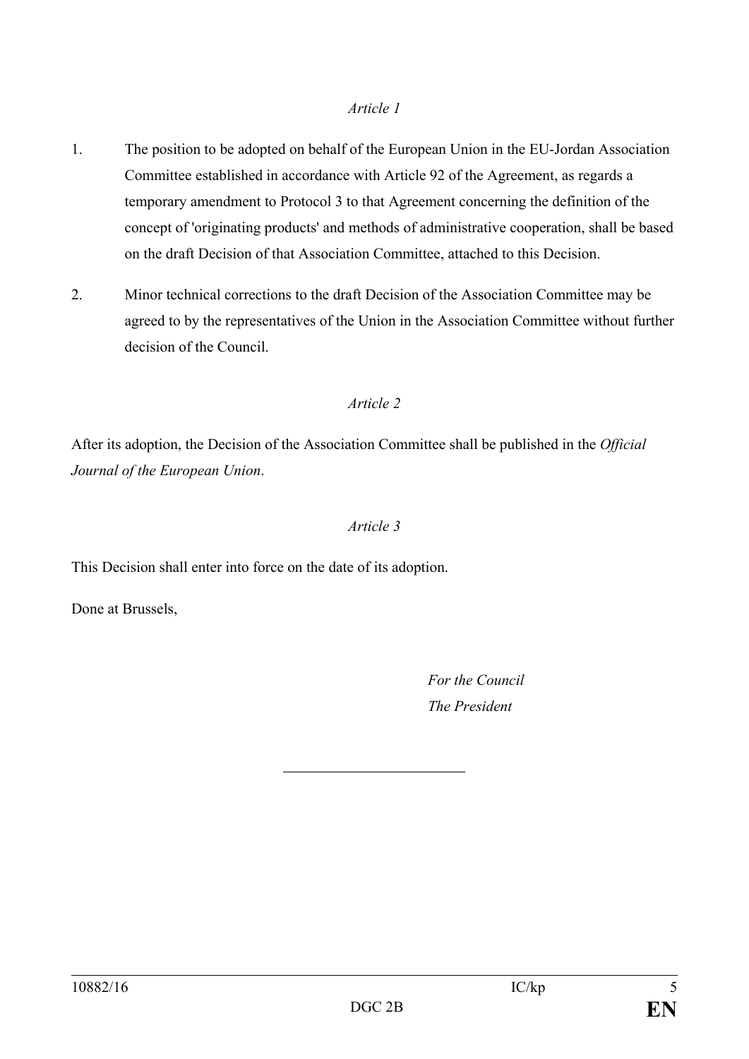*Article 1*

1. The position to be adopted on behalf of the European Union in the EU-Jordan Association Committee established in accordance with Article 92 of the Agreement, as regards a temporary amendment to Protocol 3 to that Agreement concerning the definition of the concept of 'originating products' and methods of administrative cooperation, shall be based on the draft Decision of that Association Committee, attached to this Decision.

2. Minor technical corrections to the draft Decision of the Association Committee may be agreed to by the representatives of the Union in the Association Committee without further decision of the Council.

*Article 2*

After its adoption, the Decision of the Association Committee shall be published in the *Official Journal of the European Union*.

*Article 3*

This Decision shall enter into force on the date of its adoption.

Done at Brussels,

*For the Council*
*The President*